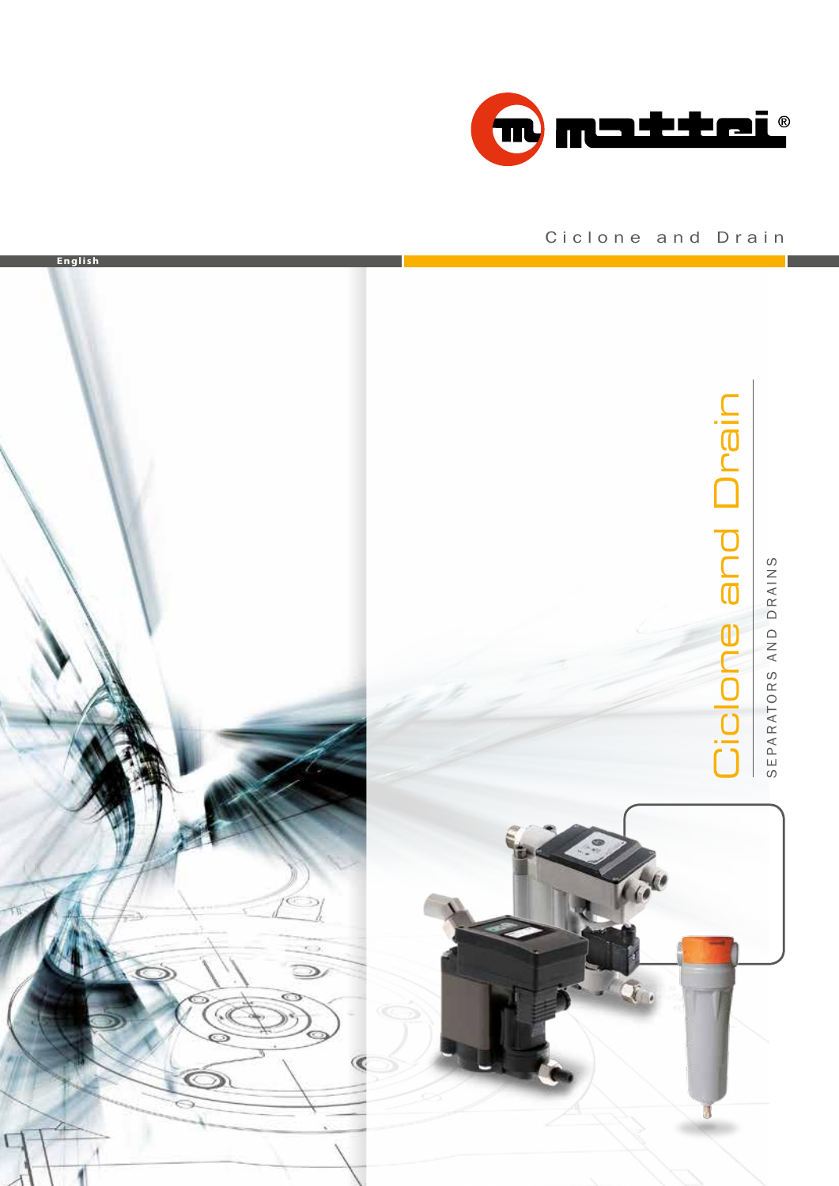mattei®

Ciclone and Drain

English

# Ciclone and Drain

SEPARATORS AND DRAINS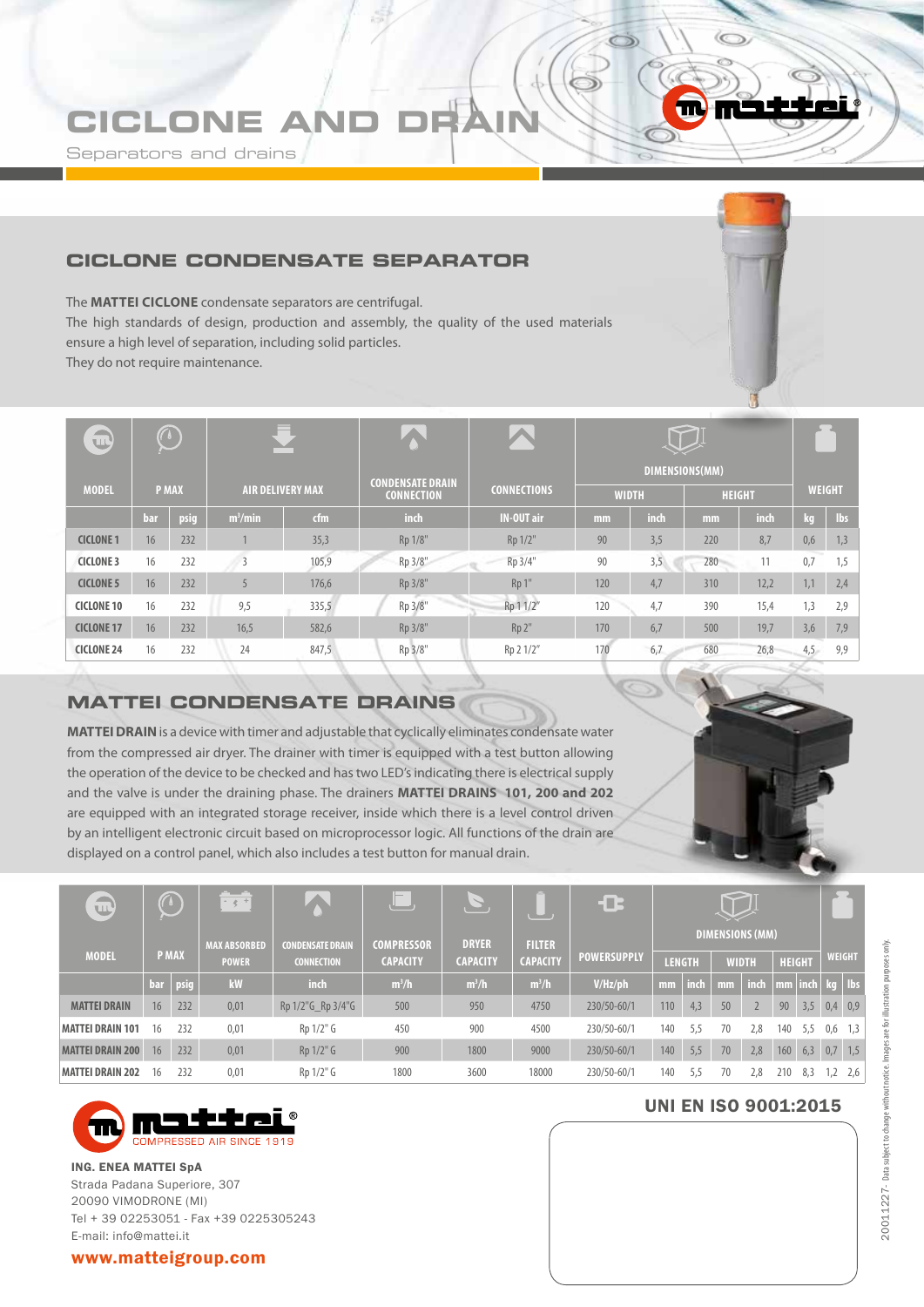# CICLONE AND DRAIN

Separators and drains

## CICLONE CONDENSATE SEPARATOR

The **MATTEI CICLONE** condensate separators are centrifugal.
The high standards of design, production and assembly, the quality of the used materials ensure a high level of separation, including solid particles.
They do not require maintenance.

| MODEL | P MAX | | AIR DELIVERY MAX | | CONDENSATE DRAIN CONNECTION | CONNECTIONS | DIMENSIONS(MM) | | | | WEIGHT | |
|---|---|---|---|---|---|---|---|---|---|---|---|---|
| | | | | | | | WIDTH | | HEIGHT | | | |
| | bar | psig | m³/min | cfm | inch | IN-OUT air | mm | inch | mm | inch | kg | lbs |
| CICLONE 1 | 16 | 232 | 1 | 35,3 | Rp 1/8" | Rp 1/2" | 90 | 3,5 | 220 | 8,7 | 0,6 | 1,3 |
| CICLONE 3 | 16 | 232 | 3 | 105,9 | Rp 3/8" | Rp 3/4" | 90 | 3,5 | 280 | 11 | 0,7 | 1,5 |
| CICLONE 5 | 16 | 232 | 5 | 176,6 | Rp 3/8" | Rp 1" | 120 | 4,7 | 310 | 12,2 | 1,1 | 2,4 |
| CICLONE 10 | 16 | 232 | 9,5 | 335,5 | Rp 3/8" | Rp 1 1/2" | 120 | 4,7 | 390 | 15,4 | 1,3 | 2,9 |
| CICLONE 17 | 16 | 232 | 16,5 | 582,6 | Rp 3/8" | Rp 2" | 170 | 6,7 | 500 | 19,7 | 3,6 | 7,9 |
| CICLONE 24 | 16 | 232 | 24 | 847,5 | Rp 3/8" | Rp 2 1/2" | 170 | 6,7 | 680 | 26,8 | 4,5 | 9,9 |

## MATTEI CONDENSATE DRAINS

**MATTEI DRAIN** is a device with timer and adjustable that cyclically eliminates condensate water from the compressed air dryer. The drainer with timer is equipped with a test button allowing the operation of the device to be checked and has two LED's indicating there is electrical supply and the valve is under the draining phase. The drainers **MATTEI DRAINS 101, 200 and 202** are equipped with an integrated storage receiver, inside which there is a level control driven by an intelligent electronic circuit based on microprocessor logic. All functions of the drain are displayed on a control panel, which also includes a test button for manual drain.

| MODEL | P MAX | | MAX ABSORBED POWER | CONDENSATE DRAIN CONNECTION | COMPRESSOR CAPACITY | DRYER CAPACITY | FILTER CAPACITY | POWERSUPPLY | DIMENSIONS (MM) | | | | | | WEIGHT | |
|---|---|---|---|---|---|---|---|---|---|---|---|---|---|---|---|---|
| | | | | | | | | | LENGTH | | WIDTH | | HEIGHT | | | |
| | bar | psig | kW | inch | m³/h | m³/h | m³/h | V/Hz/ph | mm | inch | mm | inch | mm | inch | kg | lbs |
| MATTEI DRAIN | 16 | 232 | 0,01 | Rp 1/2"G_Rp 3/4"G | 500 | 950 | 4750 | 230/50-60/1 | 110 | 4,3 | 50 | 2 | 90 | 3,5 | 0,4 | 0,9 |
| MATTEI DRAIN 101 | 16 | 232 | 0,01 | Rp 1/2" G | 450 | 900 | 4500 | 230/50-60/1 | 140 | 5,5 | 70 | 2,8 | 140 | 5,5 | 0,6 | 1,3 |
| MATTEI DRAIN 200 | 16 | 232 | 0,01 | Rp 1/2" G | 900 | 1800 | 9000 | 230/50-60/1 | 140 | 5,5 | 70 | 2,8 | 160 | 6,3 | 0,7 | 1,5 |
| MATTEI DRAIN 202 | 16 | 232 | 0,01 | Rp 1/2" G | 1800 | 3600 | 18000 | 230/50-60/1 | 140 | 5,5 | 70 | 2,8 | 210 | 8,3 | 1,2 | 2,6 |

mattei® COMPRESSED AIR SINCE 1919

**ING. ENEA MATTEI SpA**
Strada Padana Superiore, 307
20090 VIMODRONE (MI)
Tel + 39 02253051 - Fax +39 0225305243
E-mail: info@mattei.it

**www.matteigroup.com**

**UNI EN ISO 9001:2015**

20011227- Data subject to change without notice. Images are for illustration purposes only.